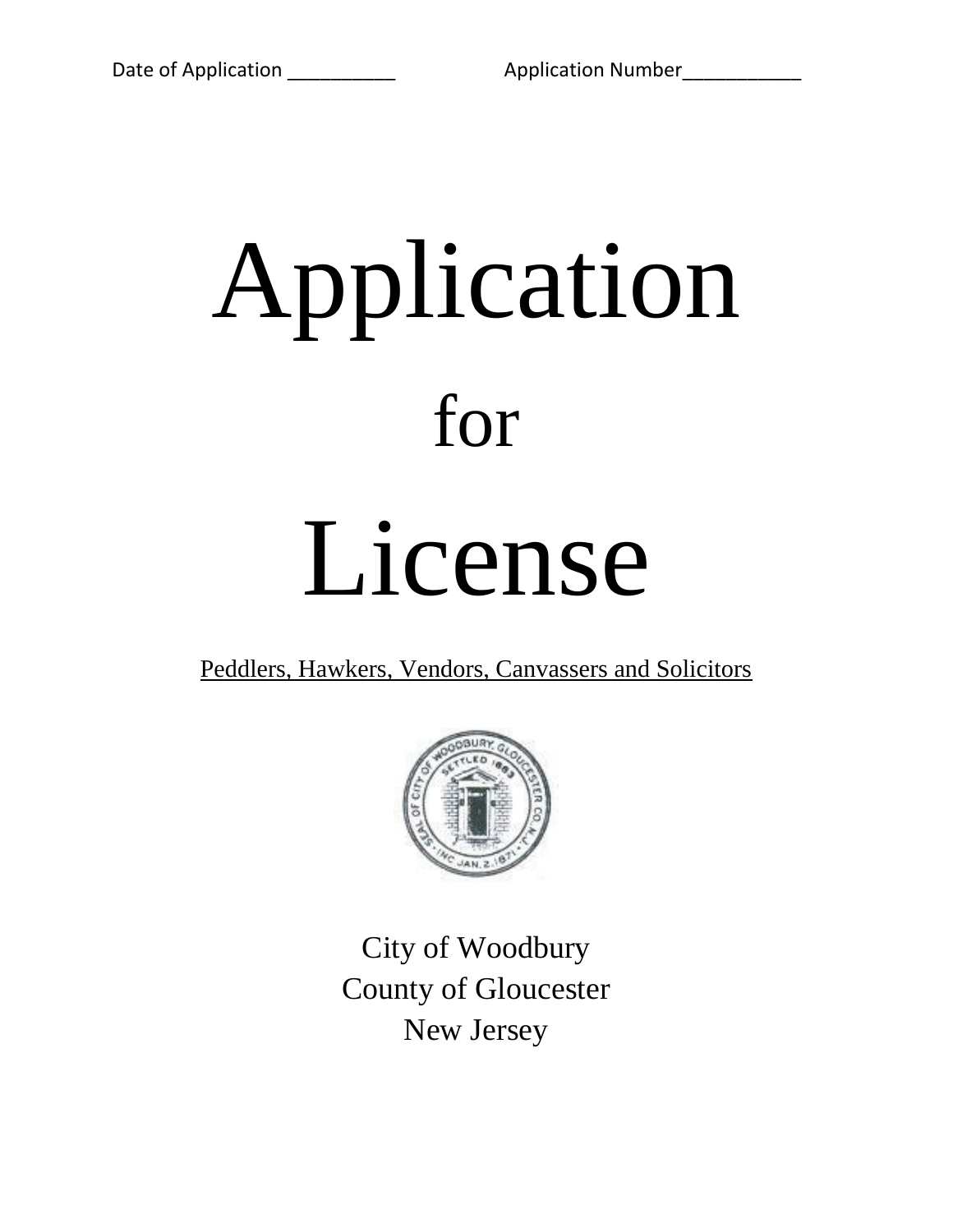Date of Application __________ Application Number___________

# Application

# for

# License

Peddlers, Hawkers, Vendors, Canvassers and Solicitors

City of Woodbury
County of Gloucester
New Jersey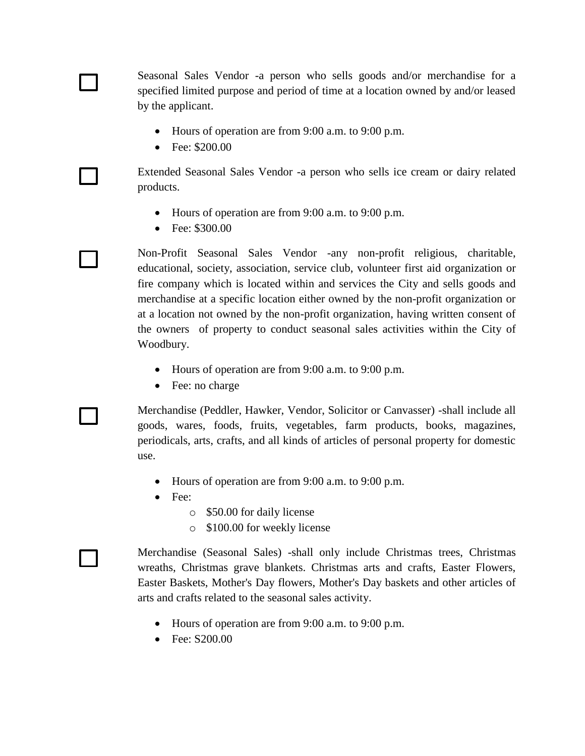☐ Seasonal Sales Vendor -a person who sells goods and/or merchandise for a specified limited purpose and period of time at a location owned by and/or leased by the applicant.

- Hours of operation are from 9:00 a.m. to 9:00 p.m.
- Fee: $200.00

☐ Extended Seasonal Sales Vendor -a person who sells ice cream or dairy related products.

- Hours of operation are from 9:00 a.m. to 9:00 p.m.
- Fee: $300.00

☐ Non-Profit Seasonal Sales Vendor -any non-profit religious, charitable, educational, society, association, service club, volunteer first aid organization or fire company which is located within and services the City and sells goods and merchandise at a specific location either owned by the non-profit organization or at a location not owned by the non-profit organization, having written consent of the owners of property to conduct seasonal sales activities within the City of Woodbury.

- Hours of operation are from 9:00 a.m. to 9:00 p.m.
- Fee: no charge

☐ Merchandise (Peddler, Hawker, Vendor, Solicitor or Canvasser) -shall include all goods, wares, foods, fruits, vegetables, farm products, books, magazines, periodicals, arts, crafts, and all kinds of articles of personal property for domestic use.

- Hours of operation are from 9:00 a.m. to 9:00 p.m.
- Fee:
  - $50.00 for daily license
  - $100.00 for weekly license

☐ Merchandise (Seasonal Sales) -shall only include Christmas trees, Christmas wreaths, Christmas grave blankets. Christmas arts and crafts, Easter Flowers, Easter Baskets, Mother's Day flowers, Mother's Day baskets and other articles of arts and crafts related to the seasonal sales activity.

- Hours of operation are from 9:00 a.m. to 9:00 p.m.
- Fee: S200.00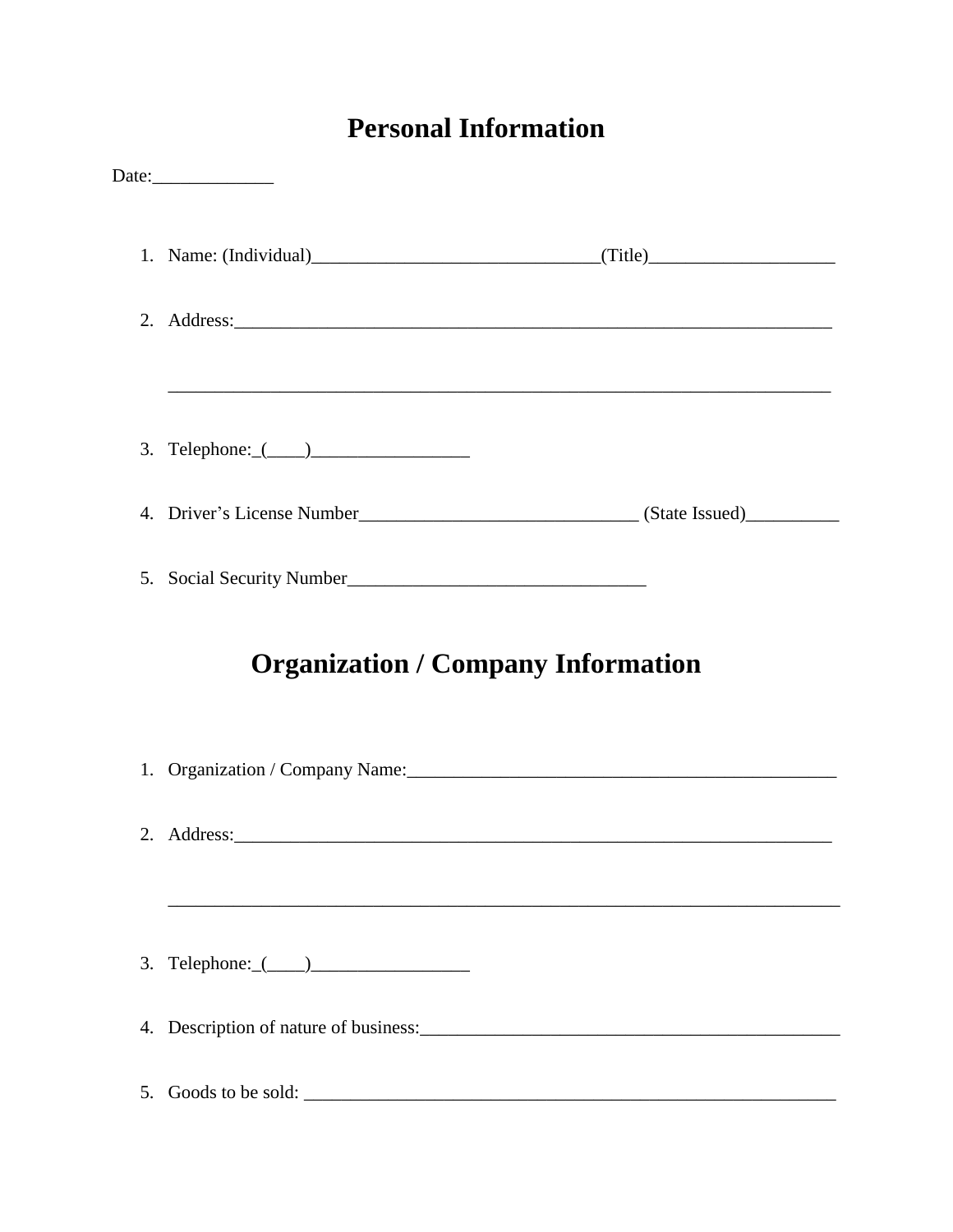# Personal Information

Date:_____________

1. Name: (Individual)_______________________________(Title)____________________

2. Address:_________________________________________________________________

   __________________________________________________________________________

3. Telephone:_(____)_________________

4. Driver's License Number______________________________ (State Issued)__________

5. Social Security Number________________________________

# Organization / Company Information

1. Organization / Company Name:_______________________________________________

2. Address:_________________________________________________________________

   __________________________________________________________________________

3. Telephone:_(____)_________________

4. Description of nature of business:______________________________________________

5. Goods to be sold: __________________________________________________________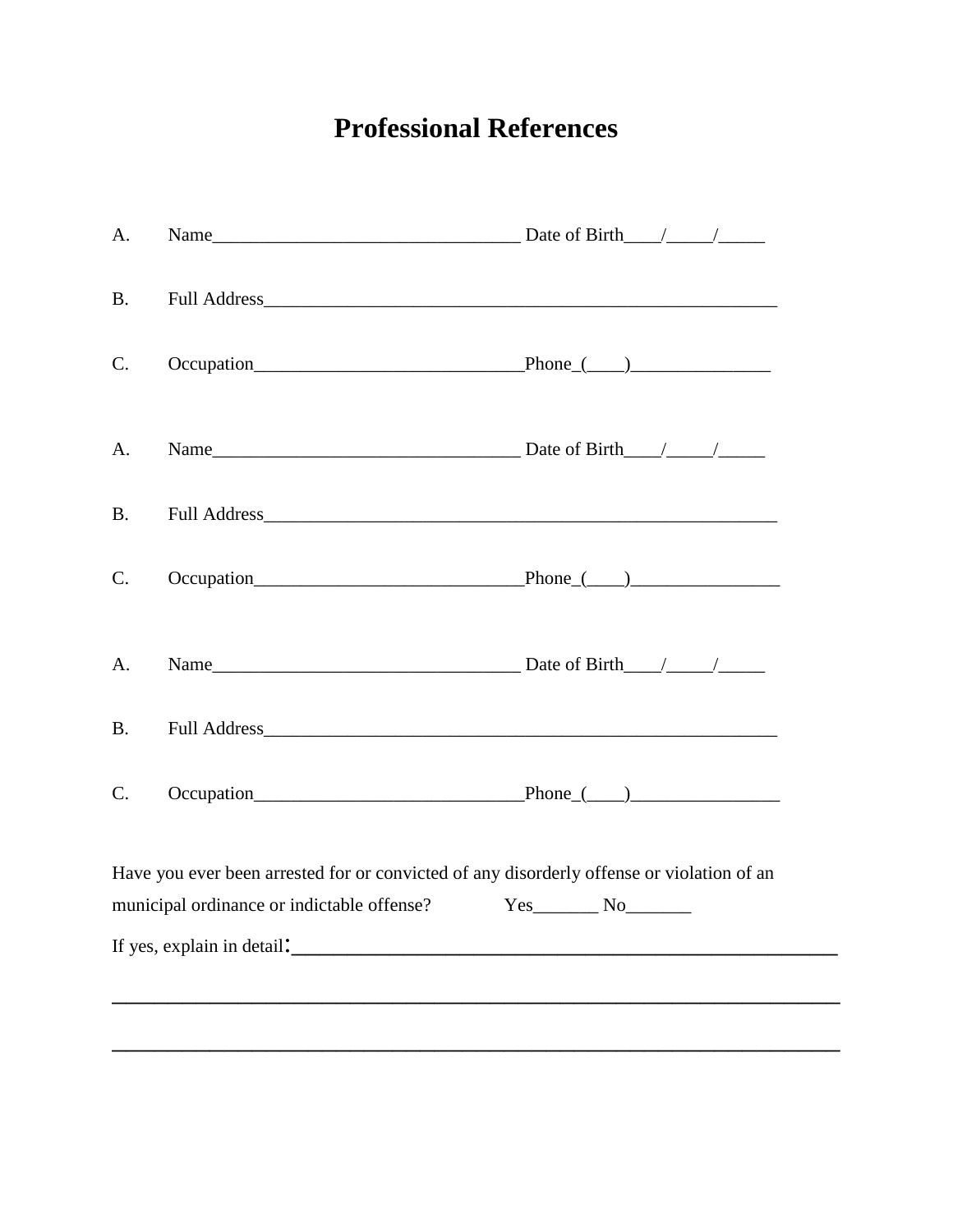# Professional References

A. Name_________________________________ Date of Birth____/_____/_____

B. Full Address_______________________________________________________

C. Occupation_____________________________Phone_(____)_______________

A. Name_________________________________ Date of Birth____/_____/_____

B. Full Address_______________________________________________________

C. Occupation_____________________________Phone_(____)________________

A. Name_________________________________ Date of Birth____/_____/_____

B. Full Address_______________________________________________________

C. Occupation_____________________________Phone_(____)________________

Have you ever been arrested for or convicted of any disorderly offense or violation of an municipal ordinance or indictable offense? Yes_______ No_______

If yes, explain in detail:_______________________________________________

_____________________________________________________________________

_____________________________________________________________________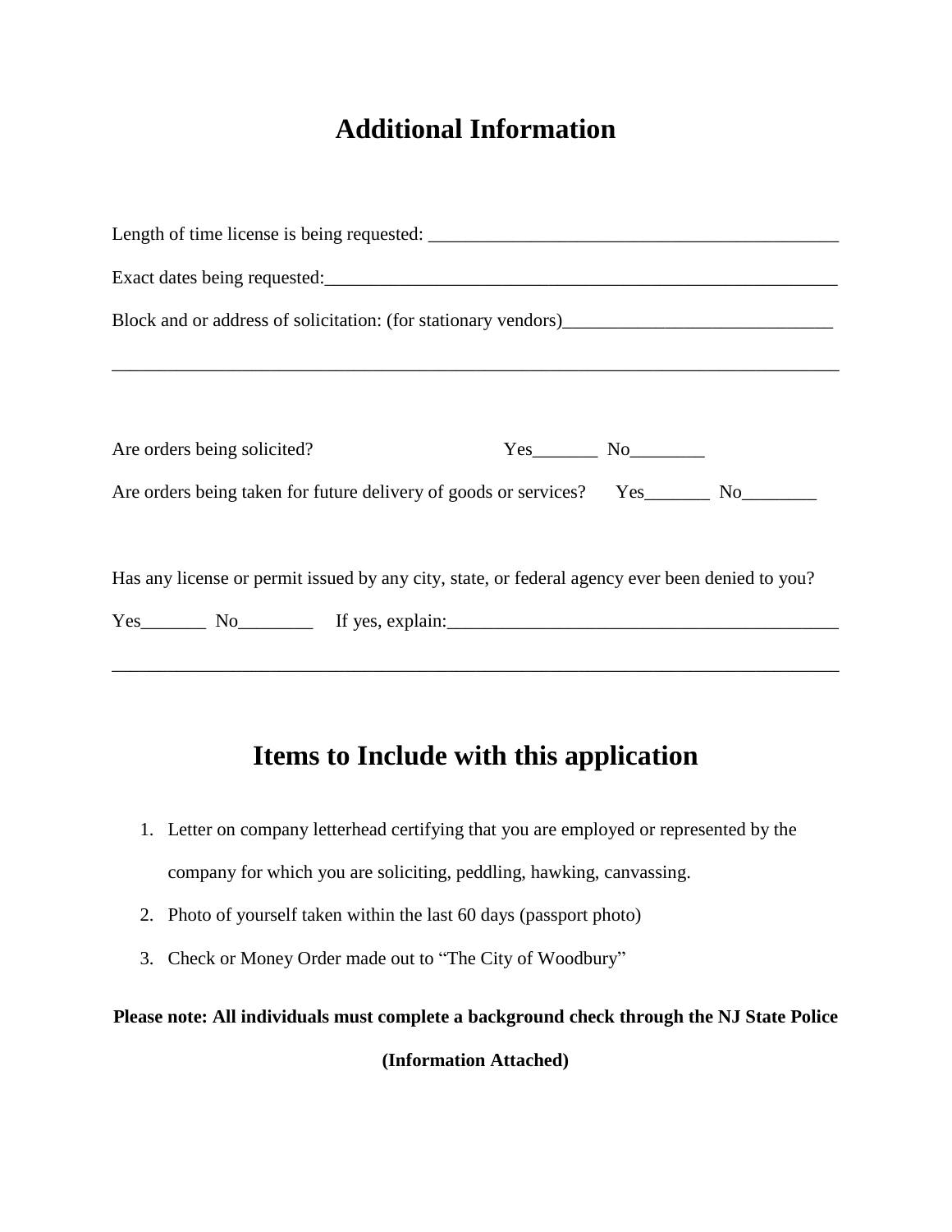# Additional Information

Length of time license is being requested: _____________________________________________

Exact dates being requested:_________________________________________________________

Block and or address of solicitation: (for stationary vendors)_____________________________

_____________________________________________________________________________

Are orders being solicited? Yes_______ No________

Are orders being taken for future delivery of goods or services? Yes_______ No________

Has any license or permit issued by any city, state, or federal agency ever been denied to you?

Yes_______ No________ If yes, explain:___________________________________________

_____________________________________________________________________________

# Items to Include with this application

1. Letter on company letterhead certifying that you are employed or represented by the company for which you are soliciting, peddling, hawking, canvassing.
2. Photo of yourself taken within the last 60 days (passport photo)
3. Check or Money Order made out to "The City of Woodbury"

**Please note: All individuals must complete a background check through the NJ State Police (Information Attached)**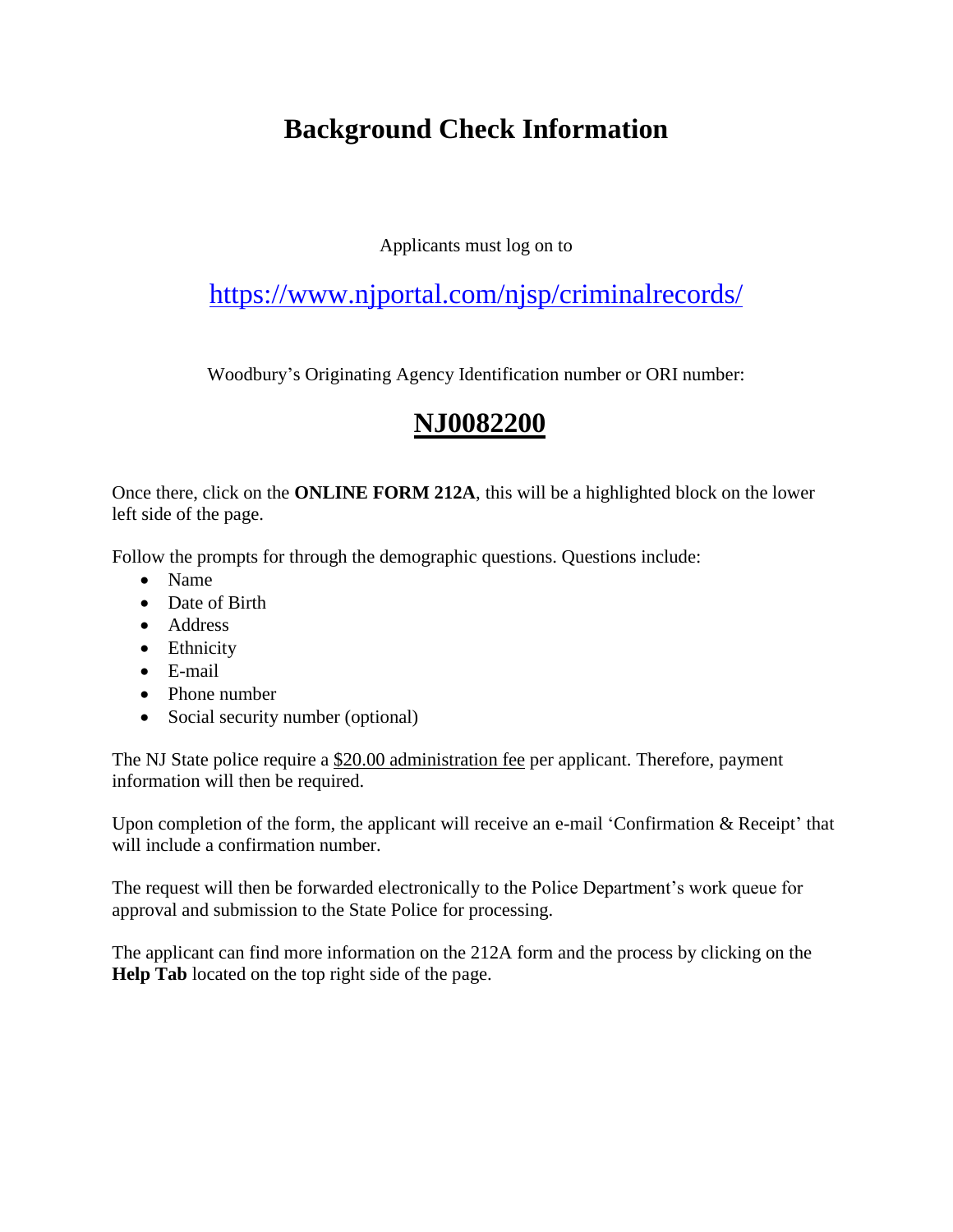# Background Check Information

Applicants must log on to

https://www.njportal.com/njsp/criminalrecords/

Woodbury's Originating Agency Identification number or ORI number:

## NJ0082200

Once there, click on the **ONLINE FORM 212A**, this will be a highlighted block on the lower left side of the page.

Follow the prompts for through the demographic questions. Questions include:

- Name
- Date of Birth
- Address
- Ethnicity
- E-mail
- Phone number
- Social security number (optional)

The NJ State police require a $20.00 administration fee per applicant. Therefore, payment information will then be required.

Upon completion of the form, the applicant will receive an e-mail 'Confirmation & Receipt' that will include a confirmation number.

The request will then be forwarded electronically to the Police Department's work queue for approval and submission to the State Police for processing.

The applicant can find more information on the 212A form and the process by clicking on the **Help Tab** located on the top right side of the page.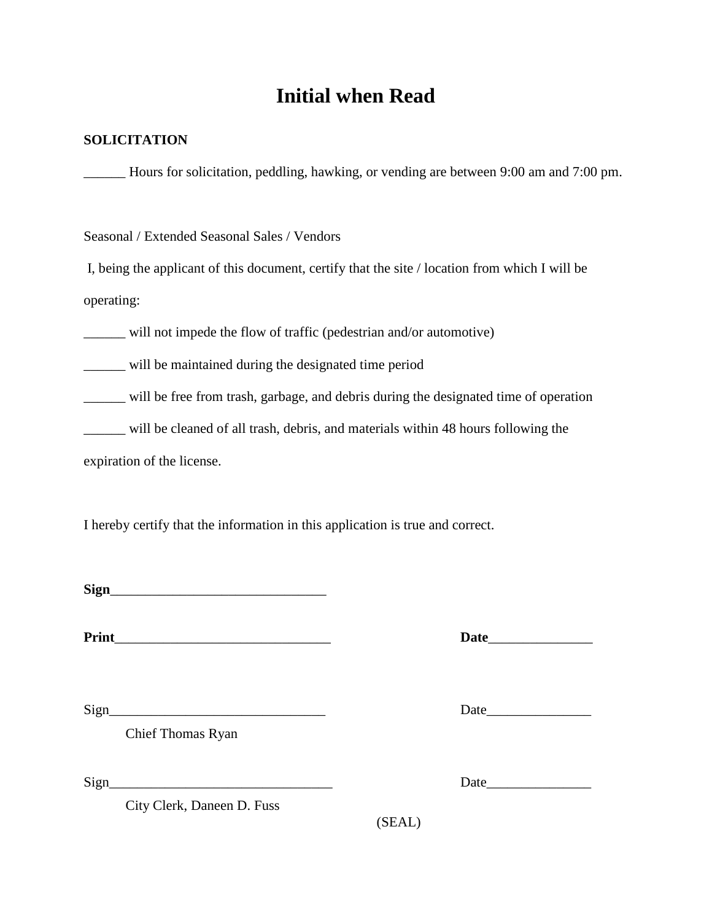# Initial when Read

**SOLICITATION**

______ Hours for solicitation, peddling, hawking, or vending are between 9:00 am and 7:00 pm.

Seasonal / Extended Seasonal Sales / Vendors

I, being the applicant of this document, certify that the site / location from which I will be operating:

______ will not impede the flow of traffic (pedestrian and/or automotive)

______ will be maintained during the designated time period

______ will be free from trash, garbage, and debris during the designated time of operation

______ will be cleaned of all trash, debris, and materials within 48 hours following the expiration of the license.

I hereby certify that the information in this application is true and correct.

**Sign**_______________________________

**Print**_______________________________ **Date**_______________

Sign_______________________________ Date_______________
Chief Thomas Ryan

Sign________________________________ Date_______________
City Clerk, Daneen D. Fuss

(SEAL)